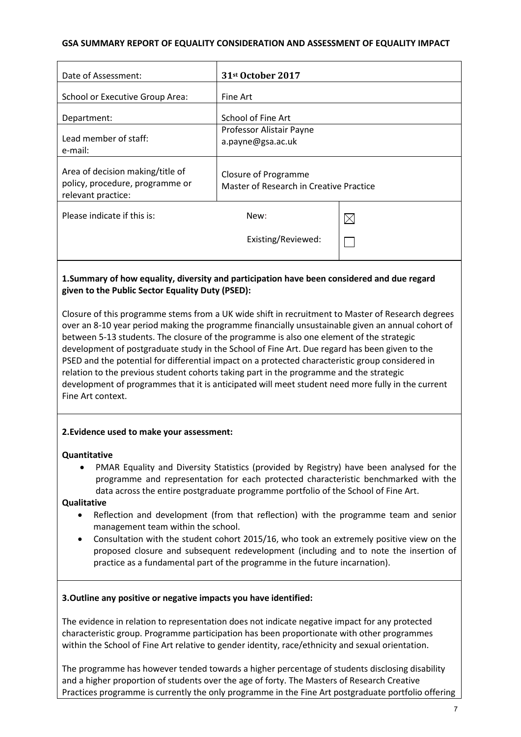**GSA SUMMARY REPORT OF EQUALITY CONSIDERATION AND ASSESSMENT OF EQUALITY IMPACT**

| | | |
|---|---|---|
| Date of Assessment: | **31st October 2017** | |
| School or Executive Group Area: | Fine Art | |
| Department: | School of Fine Art | |
| Lead member of staff:<br>e-mail: | Professor Alistair Payne<br>a.payne@gsa.ac.uk | |
| Area of decision making/title of policy, procedure, programme or relevant practice: | Closure of Programme<br>Master of Research in Creative Practice | |
| Please indicate if this is: | New: | ☒ |
| | Existing/Reviewed: | ☐ |

**1.Summary of how equality, diversity and participation have been considered and due regard given to the Public Sector Equality Duty (PSED):**

Closure of this programme stems from a UK wide shift in recruitment to Master of Research degrees over an 8-10 year period making the programme financially unsustainable given an annual cohort of between 5-13 students. The closure of the programme is also one element of the strategic development of postgraduate study in the School of Fine Art. Due regard has been given to the PSED and the potential for differential impact on a protected characteristic group considered in relation to the previous student cohorts taking part in the programme and the strategic development of programmes that it is anticipated will meet student need more fully in the current Fine Art context.

**2.Evidence used to make your assessment:**

**Quantitative**

- PMAR Equality and Diversity Statistics (provided by Registry) have been analysed for the programme and representation for each protected characteristic benchmarked with the data across the entire postgraduate programme portfolio of the School of Fine Art.

**Qualitative**

- Reflection and development (from that reflection) with the programme team and senior management team within the school.
- Consultation with the student cohort 2015/16, who took an extremely positive view on the proposed closure and subsequent redevelopment (including and to note the insertion of practice as a fundamental part of the programme in the future incarnation).

**3.Outline any positive or negative impacts you have identified:**

The evidence in relation to representation does not indicate negative impact for any protected characteristic group. Programme participation has been proportionate with other programmes within the School of Fine Art relative to gender identity, race/ethnicity and sexual orientation.

The programme has however tended towards a higher percentage of students disclosing disability and a higher proportion of students over the age of forty. The Masters of Research Creative Practices programme is currently the only programme in the Fine Art postgraduate portfolio offering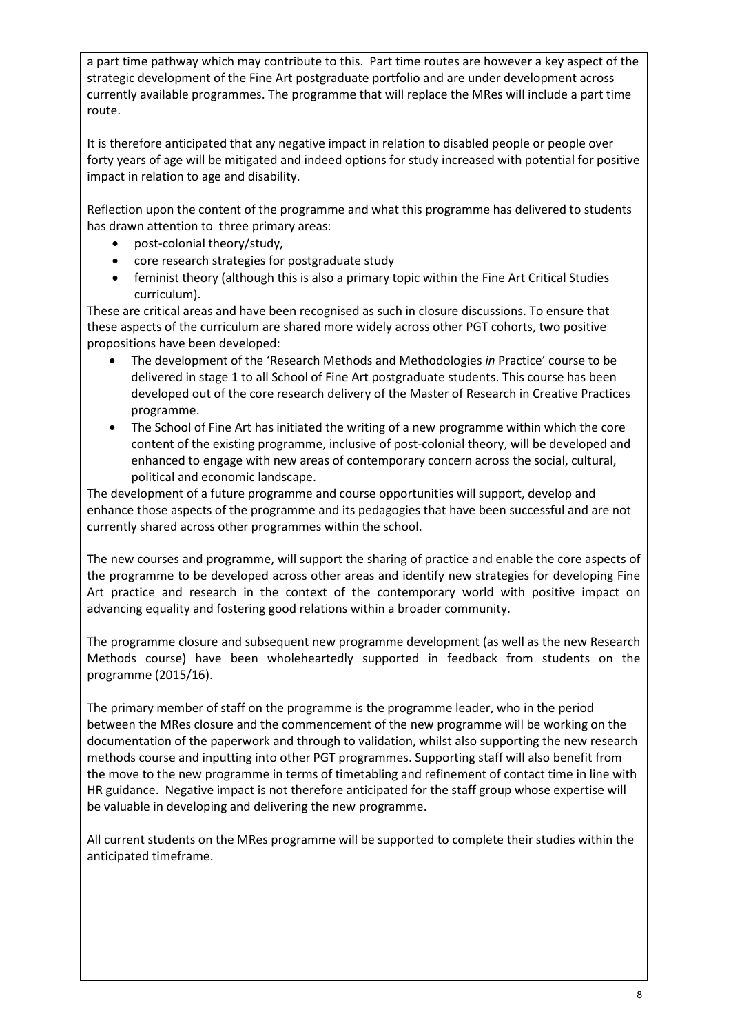a part time pathway which may contribute to this. Part time routes are however a key aspect of the strategic development of the Fine Art postgraduate portfolio and are under development across currently available programmes. The programme that will replace the MRes will include a part time route.

It is therefore anticipated that any negative impact in relation to disabled people or people over forty years of age will be mitigated and indeed options for study increased with potential for positive impact in relation to age and disability.

Reflection upon the content of the programme and what this programme has delivered to students has drawn attention to three primary areas:

- post-colonial theory/study,
- core research strategies for postgraduate study
- feminist theory (although this is also a primary topic within the Fine Art Critical Studies curriculum).

These are critical areas and have been recognised as such in closure discussions. To ensure that these aspects of the curriculum are shared more widely across other PGT cohorts, two positive propositions have been developed:

- The development of the 'Research Methods and Methodologies *in* Practice' course to be delivered in stage 1 to all School of Fine Art postgraduate students. This course has been developed out of the core research delivery of the Master of Research in Creative Practices programme.
- The School of Fine Art has initiated the writing of a new programme within which the core content of the existing programme, inclusive of post-colonial theory, will be developed and enhanced to engage with new areas of contemporary concern across the social, cultural, political and economic landscape.

The development of a future programme and course opportunities will support, develop and enhance those aspects of the programme and its pedagogies that have been successful and are not currently shared across other programmes within the school.

The new courses and programme, will support the sharing of practice and enable the core aspects of the programme to be developed across other areas and identify new strategies for developing Fine Art practice and research in the context of the contemporary world with positive impact on advancing equality and fostering good relations within a broader community.

The programme closure and subsequent new programme development (as well as the new Research Methods course) have been wholeheartedly supported in feedback from students on the programme (2015/16).

The primary member of staff on the programme is the programme leader, who in the period between the MRes closure and the commencement of the new programme will be working on the documentation of the paperwork and through to validation, whilst also supporting the new research methods course and inputting into other PGT programmes. Supporting staff will also benefit from the move to the new programme in terms of timetabling and refinement of contact time in line with HR guidance. Negative impact is not therefore anticipated for the staff group whose expertise will be valuable in developing and delivering the new programme.

All current students on the MRes programme will be supported to complete their studies within the anticipated timeframe.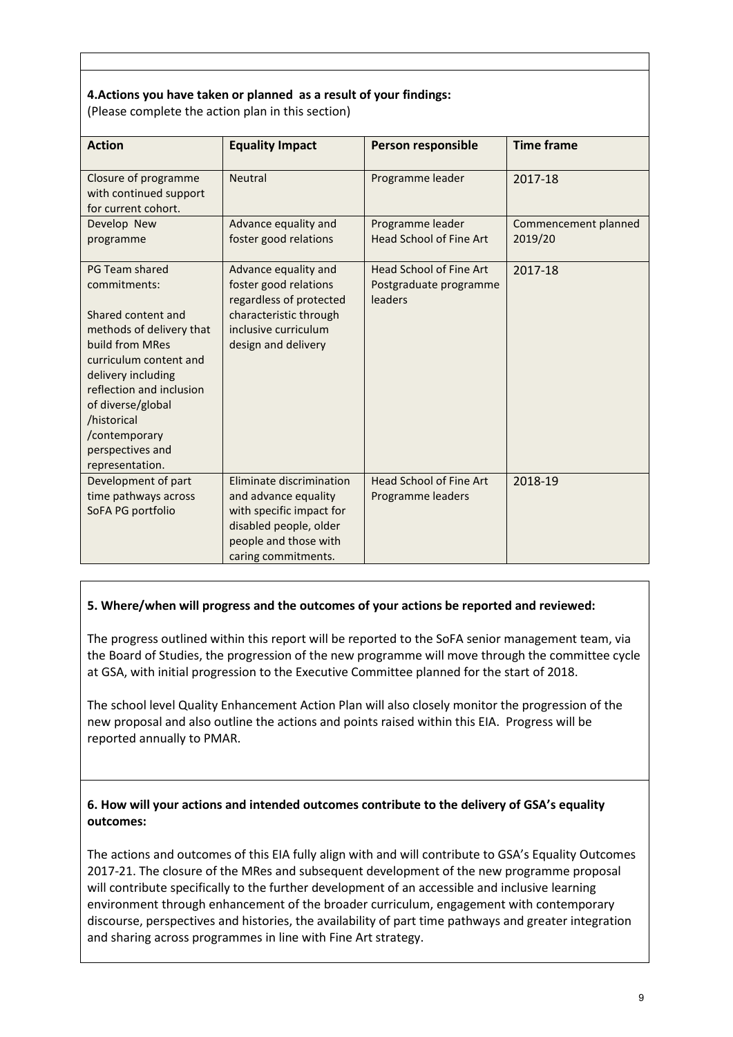**4.Actions you have taken or planned as a result of your findings:**
(Please complete the action plan in this section)

| Action | Equality Impact | Person responsible | Time frame |
|---|---|---|---|
| Closure of programme with continued support for current cohort. | Neutral | Programme leader | 2017-18 |
| Develop New programme | Advance equality and foster good relations | Programme leader<br>Head School of Fine Art | Commencement planned 2019/20 |
| PG Team shared commitments:<br><br>Shared content and methods of delivery that build from MRes curriculum content and delivery including reflection and inclusion of diverse/global /historical /contemporary perspectives and representation. | Advance equality and foster good relations regardless of protected characteristic through inclusive curriculum design and delivery | Head School of Fine Art<br>Postgraduate programme leaders | 2017-18 |
| Development of part time pathways across SoFA PG portfolio | Eliminate discrimination and advance equality with specific impact for disabled people, older people and those with caring commitments. | Head School of Fine Art<br>Programme leaders | 2018-19 |

**5. Where/when will progress and the outcomes of your actions be reported and reviewed:**

The progress outlined within this report will be reported to the SoFA senior management team, via the Board of Studies, the progression of the new programme will move through the committee cycle at GSA, with initial progression to the Executive Committee planned for the start of 2018.

The school level Quality Enhancement Action Plan will also closely monitor the progression of the new proposal and also outline the actions and points raised within this EIA. Progress will be reported annually to PMAR.

**6. How will your actions and intended outcomes contribute to the delivery of GSA's equality outcomes:**

The actions and outcomes of this EIA fully align with and will contribute to GSA's Equality Outcomes 2017-21. The closure of the MRes and subsequent development of the new programme proposal will contribute specifically to the further development of an accessible and inclusive learning environment through enhancement of the broader curriculum, engagement with contemporary discourse, perspectives and histories, the availability of part time pathways and greater integration and sharing across programmes in line with Fine Art strategy.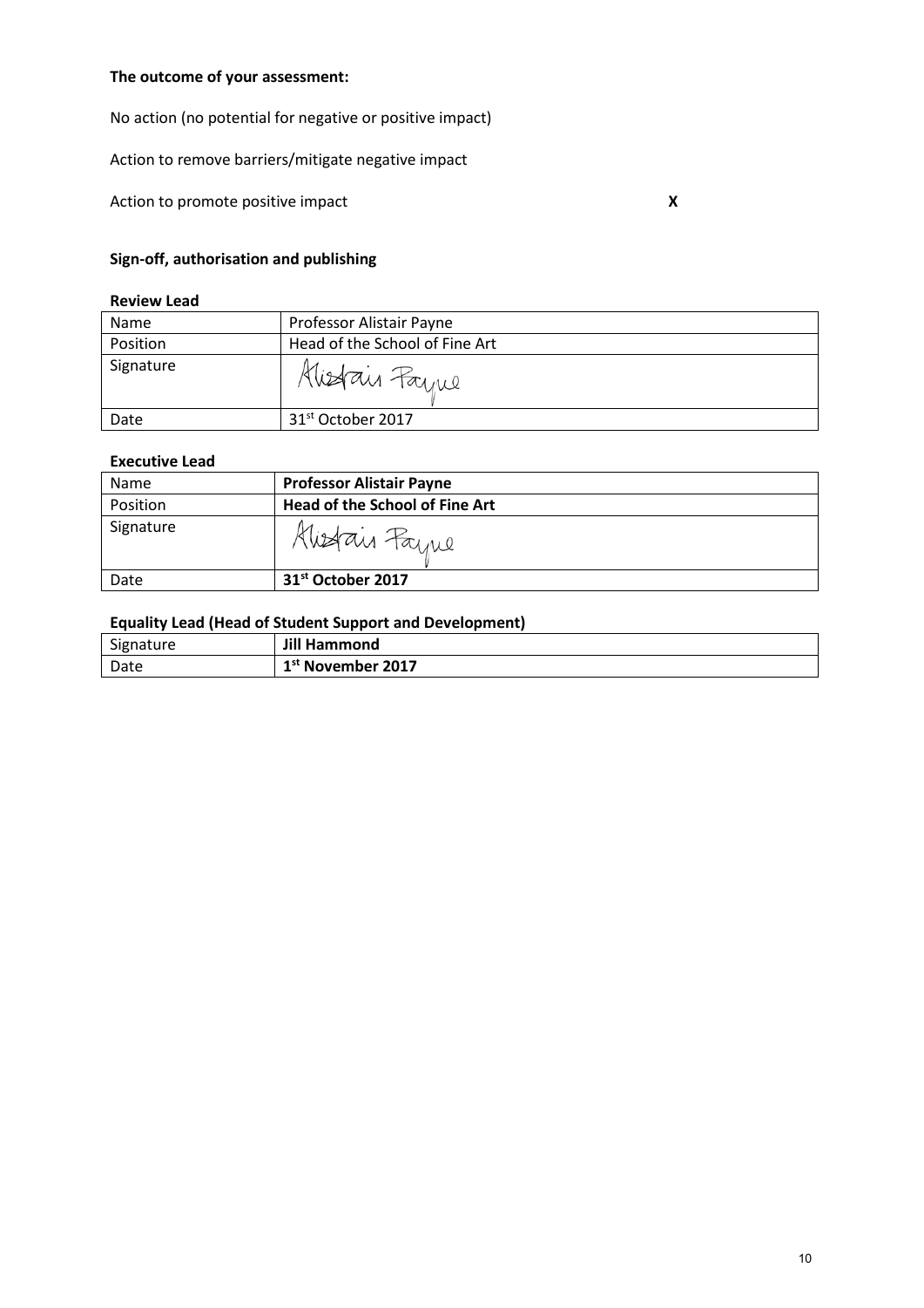**The outcome of your assessment:**

No action (no potential for negative or positive impact)

Action to remove barriers/mitigate negative impact

Action to promote positive impact **X**

**Sign-off, authorisation and publishing**

**Review Lead**

| | |
|---|---|
| Name | Professor Alistair Payne |
| Position | Head of the School of Fine Art |
| Signature | Alistair Payne |
| Date | 31st October 2017 |

**Executive Lead**

| | |
|---|---|
| Name | **Professor Alistair Payne** |
| Position | **Head of the School of Fine Art** |
| Signature | Alistair Payne |
| Date | **31st October 2017** |

**Equality Lead (Head of Student Support and Development)**

| | |
|---|---|
| Signature | **Jill Hammond** |
| Date | **1st November 2017** |